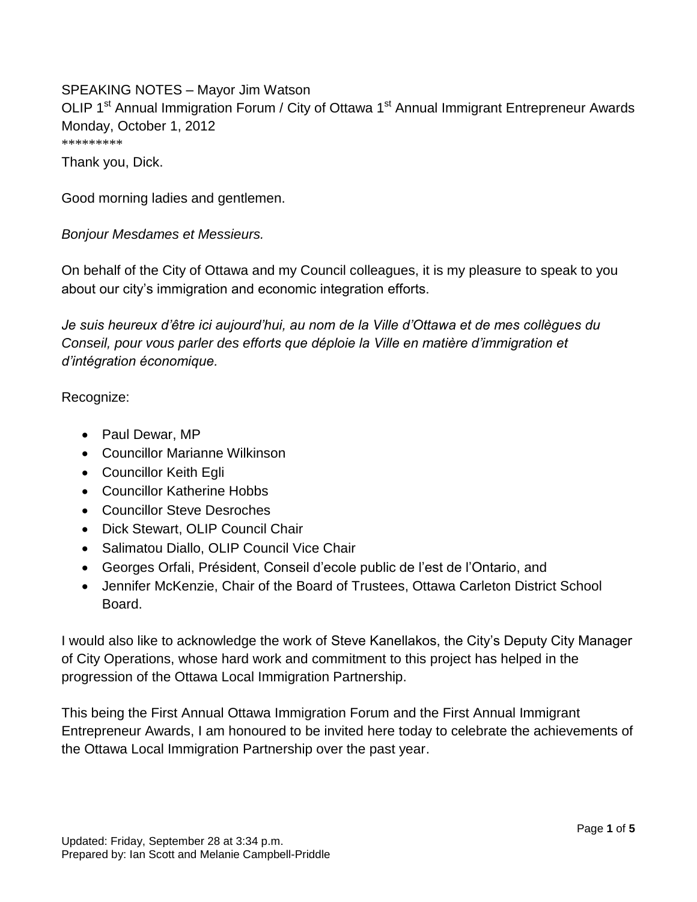SPEAKING NOTES – Mayor Jim Watson
OLIP 1st Annual Immigration Forum / City of Ottawa 1st Annual Immigrant Entrepreneur Awards
Monday, October 1, 2012
*********

Thank you, Dick.

Good morning ladies and gentlemen.

*Bonjour Mesdames et Messieurs.*

On behalf of the City of Ottawa and my Council colleagues, it is my pleasure to speak to you about our city's immigration and economic integration efforts.

*Je suis heureux d'être ici aujourd'hui, au nom de la Ville d'Ottawa et de mes collègues du Conseil, pour vous parler des efforts que déploie la Ville en matière d'immigration et d'intégration économique.*

Recognize:

- Paul Dewar, MP
- Councillor Marianne Wilkinson
- Councillor Keith Egli
- Councillor Katherine Hobbs
- Councillor Steve Desroches
- Dick Stewart, OLIP Council Chair
- Salimatou Diallo, OLIP Council Vice Chair
- Georges Orfali, Président, Conseil d'ecole public de l'est de l'Ontario, and
- Jennifer McKenzie, Chair of the Board of Trustees, Ottawa Carleton District School Board.

I would also like to acknowledge the work of Steve Kanellakos, the City's Deputy City Manager of City Operations, whose hard work and commitment to this project has helped in the progression of the Ottawa Local Immigration Partnership.

This being the First Annual Ottawa Immigration Forum and the First Annual Immigrant Entrepreneur Awards, I am honoured to be invited here today to celebrate the achievements of the Ottawa Local Immigration Partnership over the past year.

Updated: Friday, September 28 at 3:34 p.m.
Prepared by: Ian Scott and Melanie Campbell-Priddle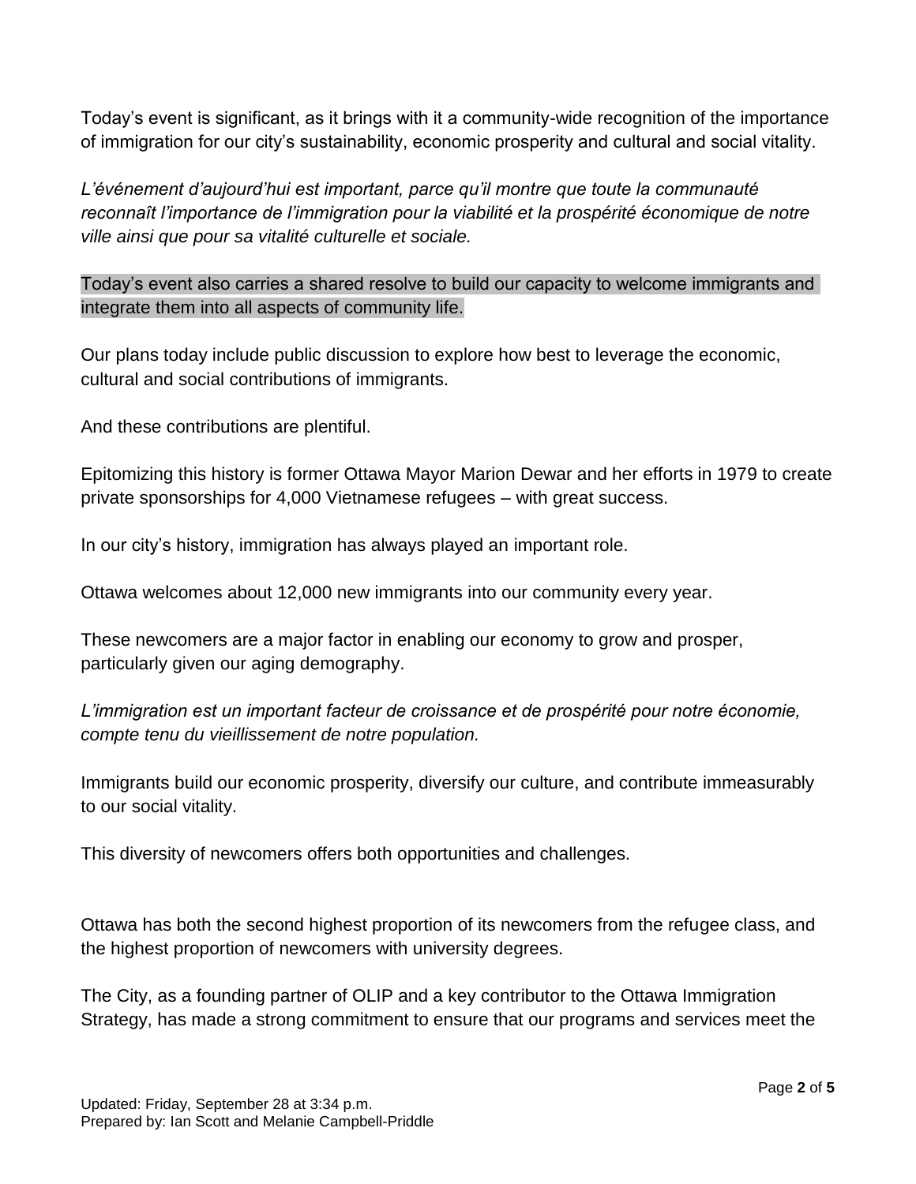Today's event is significant, as it brings with it a community-wide recognition of the importance of immigration for our city's sustainability, economic prosperity and cultural and social vitality.

*L'événement d'aujourd'hui est important, parce qu'il montre que toute la communauté reconnaît l'importance de l'immigration pour la viabilité et la prospérité économique de notre ville ainsi que pour sa vitalité culturelle et sociale.*

Today's event also carries a shared resolve to build our capacity to welcome immigrants and integrate them into all aspects of community life.

Our plans today include public discussion to explore how best to leverage the economic, cultural and social contributions of immigrants.

And these contributions are plentiful.

Epitomizing this history is former Ottawa Mayor Marion Dewar and her efforts in 1979 to create private sponsorships for 4,000 Vietnamese refugees – with great success.

In our city's history, immigration has always played an important role.

Ottawa welcomes about 12,000 new immigrants into our community every year.

These newcomers are a major factor in enabling our economy to grow and prosper, particularly given our aging demography.

*L'immigration est un important facteur de croissance et de prospérité pour notre économie, compte tenu du vieillissement de notre population.*

Immigrants build our economic prosperity, diversify our culture, and contribute immeasurably to our social vitality.

This diversity of newcomers offers both opportunities and challenges.

Ottawa has both the second highest proportion of its newcomers from the refugee class, and the highest proportion of newcomers with university degrees.

The City, as a founding partner of OLIP and a key contributor to the Ottawa Immigration Strategy, has made a strong commitment to ensure that our programs and services meet the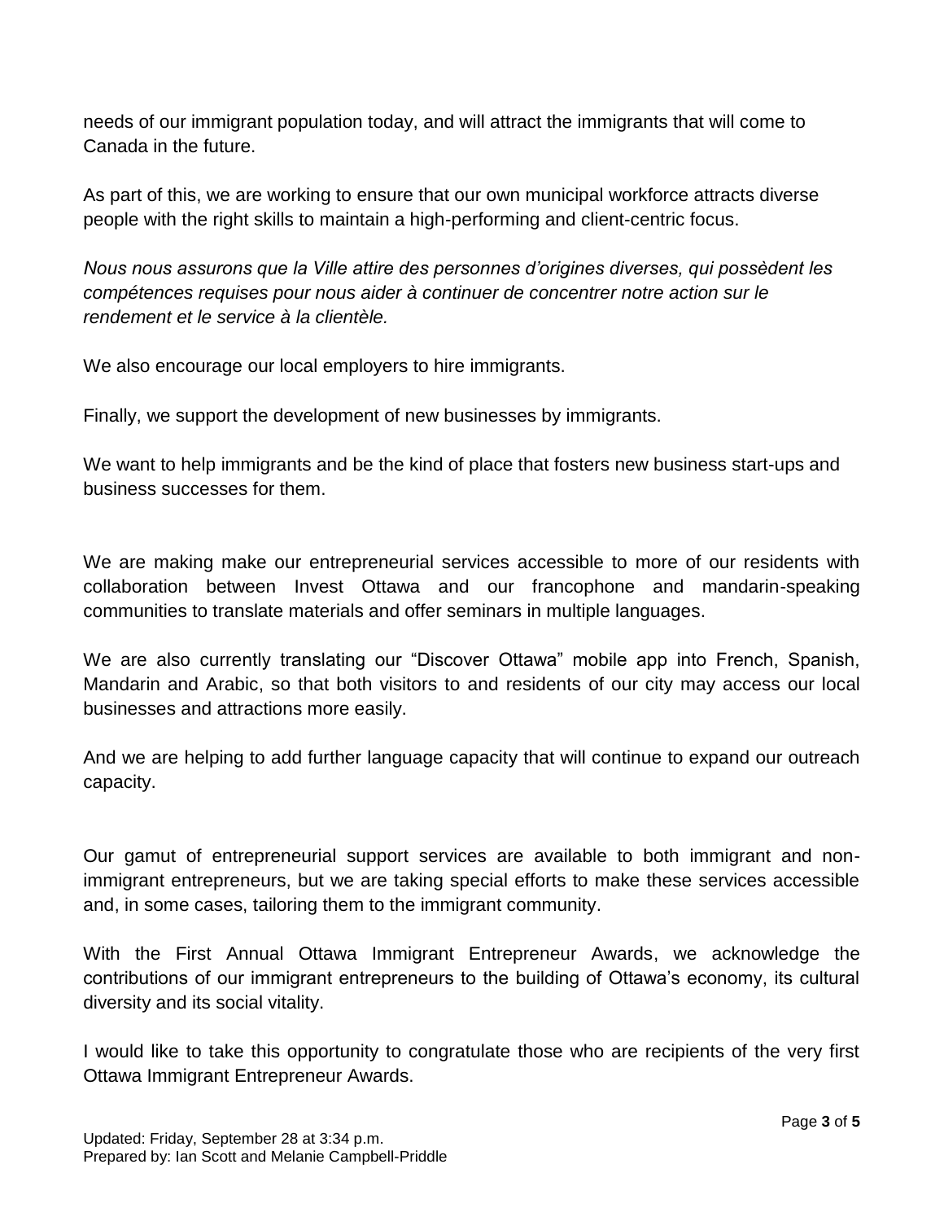needs of our immigrant population today, and will attract the immigrants that will come to Canada in the future.

As part of this, we are working to ensure that our own municipal workforce attracts diverse people with the right skills to maintain a high-performing and client-centric focus.

*Nous nous assurons que la Ville attire des personnes d'origines diverses, qui possèdent les compétences requises pour nous aider à continuer de concentrer notre action sur le rendement et le service à la clientèle.*

We also encourage our local employers to hire immigrants.

Finally, we support the development of new businesses by immigrants.

We want to help immigrants and be the kind of place that fosters new business start-ups and business successes for them.

We are making make our entrepreneurial services accessible to more of our residents with collaboration between Invest Ottawa and our francophone and mandarin-speaking communities to translate materials and offer seminars in multiple languages.

We are also currently translating our "Discover Ottawa" mobile app into French, Spanish, Mandarin and Arabic, so that both visitors to and residents of our city may access our local businesses and attractions more easily.

And we are helping to add further language capacity that will continue to expand our outreach capacity.

Our gamut of entrepreneurial support services are available to both immigrant and non-immigrant entrepreneurs, but we are taking special efforts to make these services accessible and, in some cases, tailoring them to the immigrant community.

With the First Annual Ottawa Immigrant Entrepreneur Awards, we acknowledge the contributions of our immigrant entrepreneurs to the building of Ottawa's economy, its cultural diversity and its social vitality.

I would like to take this opportunity to congratulate those who are recipients of the very first Ottawa Immigrant Entrepreneur Awards.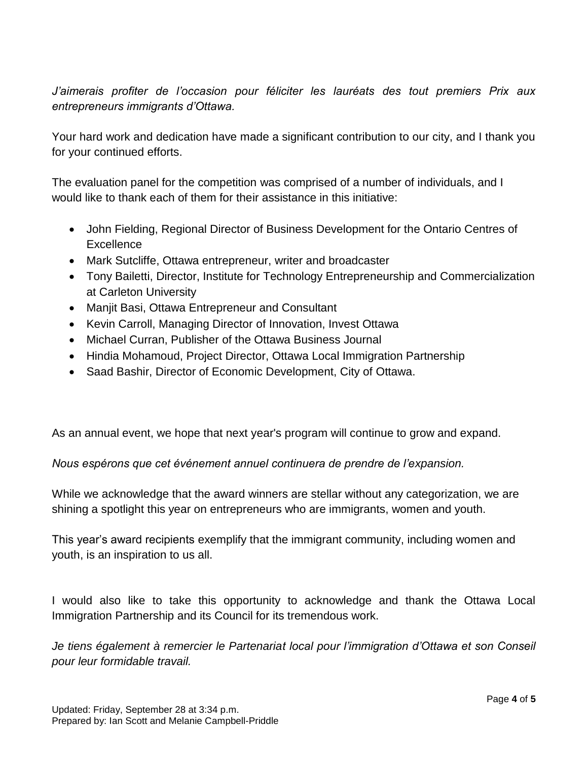*J'aimerais profiter de l'occasion pour féliciter les lauréats des tout premiers Prix aux entrepreneurs immigrants d'Ottawa.*

Your hard work and dedication have made a significant contribution to our city, and I thank you for your continued efforts.

The evaluation panel for the competition was comprised of a number of individuals, and I would like to thank each of them for their assistance in this initiative:

- John Fielding, Regional Director of Business Development for the Ontario Centres of Excellence
- Mark Sutcliffe, Ottawa entrepreneur, writer and broadcaster
- Tony Bailetti, Director, Institute for Technology Entrepreneurship and Commercialization at Carleton University
- Manjit Basi, Ottawa Entrepreneur and Consultant
- Kevin Carroll, Managing Director of Innovation, Invest Ottawa
- Michael Curran, Publisher of the Ottawa Business Journal
- Hindia Mohamoud, Project Director, Ottawa Local Immigration Partnership
- Saad Bashir, Director of Economic Development, City of Ottawa.

As an annual event, we hope that next year's program will continue to grow and expand.

*Nous espérons que cet événement annuel continuera de prendre de l'expansion.*

While we acknowledge that the award winners are stellar without any categorization, we are shining a spotlight this year on entrepreneurs who are immigrants, women and youth.

This year's award recipients exemplify that the immigrant community, including women and youth, is an inspiration to us all.

I would also like to take this opportunity to acknowledge and thank the Ottawa Local Immigration Partnership and its Council for its tremendous work.

*Je tiens également à remercier le Partenariat local pour l'immigration d'Ottawa et son Conseil pour leur formidable travail.*

Updated: Friday, September 28 at 3:34 p.m.
Prepared by: Ian Scott and Melanie Campbell-Priddle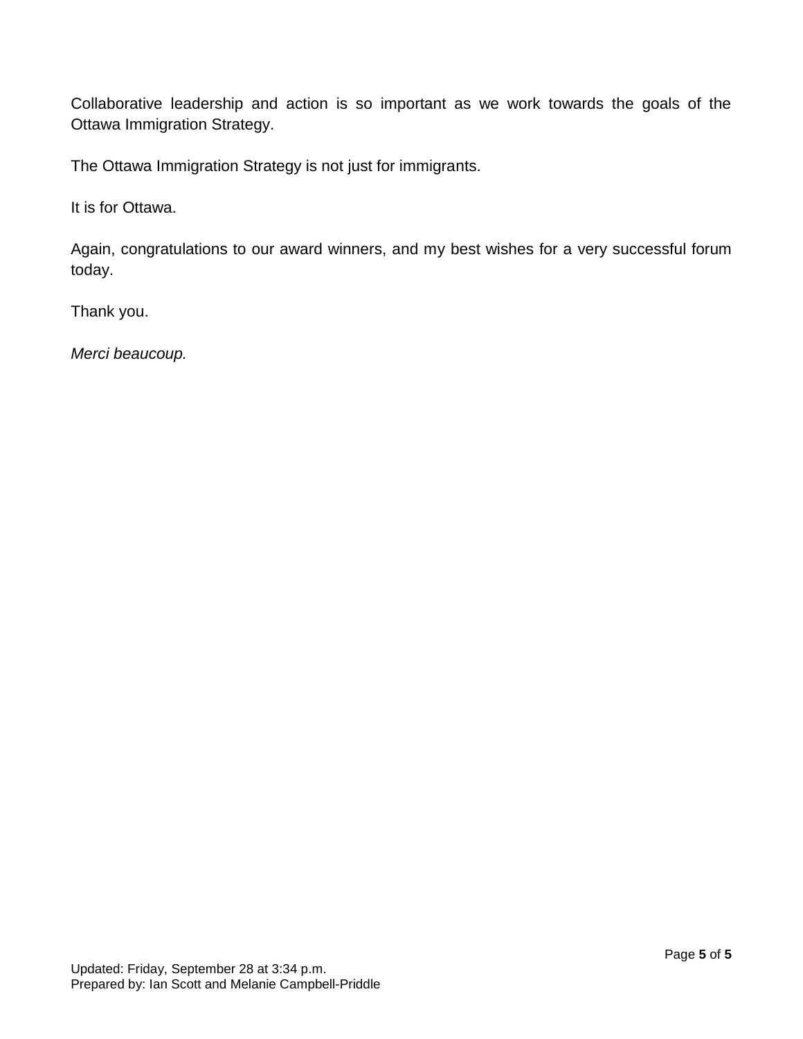Collaborative leadership and action is so important as we work towards the goals of the Ottawa Immigration Strategy.

The Ottawa Immigration Strategy is not just for immigrants.

It is for Ottawa.

Again, congratulations to our award winners, and my best wishes for a very successful forum today.

Thank you.

*Merci beaucoup.*